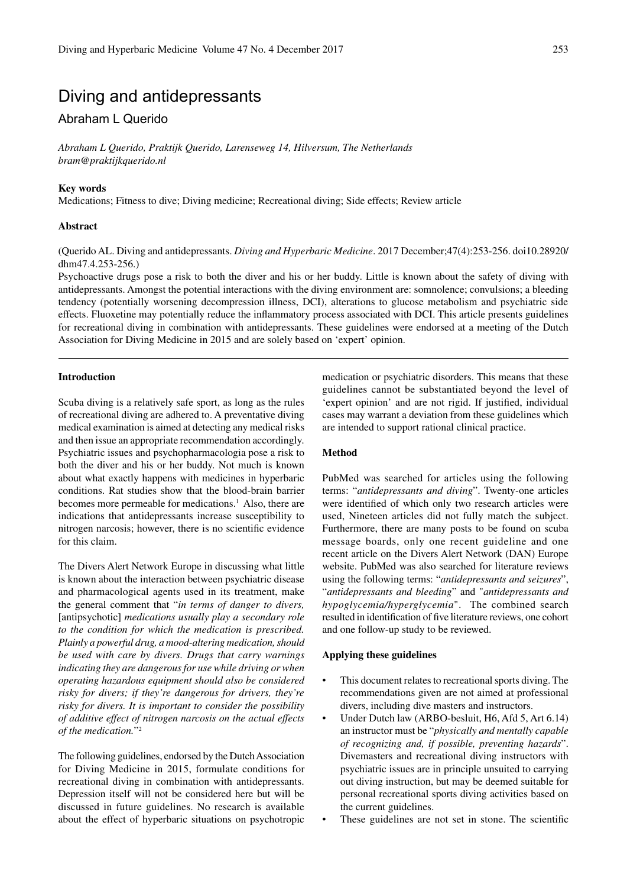# Diving and antidepressants

## Abraham L Querido

*Abraham L Querido, Praktijk Querido, Larenseweg 14, Hilversum, The Netherlands*
*bram@praktijkquerido.nl*

**Key words**

Medications; Fitness to dive; Diving medicine; Recreational diving; Side effects; Review article

**Abstract**

(Querido AL. Diving and antidepressants. *Diving and Hyperbaric Medicine*. 2017 December;47(4):253-256. doi10.28920/dhm47.4.253-256.)

Psychoactive drugs pose a risk to both the diver and his or her buddy. Little is known about the safety of diving with antidepressants. Amongst the potential interactions with the diving environment are: somnolence; convulsions; a bleeding tendency (potentially worsening decompression illness, DCI), alterations to glucose metabolism and psychiatric side effects. Fluoxetine may potentially reduce the inflammatory process associated with DCI. This article presents guidelines for recreational diving in combination with antidepressants. These guidelines were endorsed at a meeting of the Dutch Association for Diving Medicine in 2015 and are solely based on 'expert' opinion.

---

**Introduction**

Scuba diving is a relatively safe sport, as long as the rules of recreational diving are adhered to. A preventative diving medical examination is aimed at detecting any medical risks and then issue an appropriate recommendation accordingly. Psychiatric issues and psychopharmacologia pose a risk to both the diver and his or her buddy. Not much is known about what exactly happens with medicines in hyperbaric conditions. Rat studies show that the blood-brain barrier becomes more permeable for medications.[1] Also, there are indications that antidepressants increase susceptibility to nitrogen narcosis; however, there is no scientific evidence for this claim.

The Divers Alert Network Europe in discussing what little is known about the interaction between psychiatric disease and pharmacological agents used in its treatment, make the general comment that "*in terms of danger to divers,* [antipsychotic] *medications usually play a secondary role to the condition for which the medication is prescribed. Plainly a powerful drug, a mood-altering medication, should be used with care by divers. Drugs that carry warnings indicating they are dangerous for use while driving or when operating hazardous equipment should also be considered risky for divers; if they're dangerous for drivers, they're risky for divers. It is important to consider the possibility of additive effect of nitrogen narcosis on the actual effects of the medication.*"[2]

The following guidelines, endorsed by the Dutch Association for Diving Medicine in 2015, formulate conditions for recreational diving in combination with antidepressants. Depression itself will not be considered here but will be discussed in future guidelines. No research is available about the effect of hyperbaric situations on psychotropic medication or psychiatric disorders. This means that these guidelines cannot be substantiated beyond the level of 'expert opinion' and are not rigid. If justified, individual cases may warrant a deviation from these guidelines which are intended to support rational clinical practice.

**Method**

PubMed was searched for articles using the following terms: "*antidepressants and diving*". Twenty-one articles were identified of which only two research articles were used, Nineteen articles did not fully match the subject. Furthermore, there are many posts to be found on scuba message boards, only one recent guideline and one recent article on the Divers Alert Network (DAN) Europe website. PubMed was also searched for literature reviews using the following terms: "*antidepressants and seizures*", "*antidepressants and bleeding*" and "*antidepressants and hypoglycemia/hyperglycemia*". The combined search resulted in identification of five literature reviews, one cohort and one follow-up study to be reviewed.

**Applying these guidelines**

- This document relates to recreational sports diving. The recommendations given are not aimed at professional divers, including dive masters and instructors.
- Under Dutch law (ARBO-besluit, H6, Afd 5, Art 6.14) an instructor must be "*physically and mentally capable of recognizing and, if possible, preventing hazards*". Divemasters and recreational diving instructors with psychiatric issues are in principle unsuited to carrying out diving instruction, but may be deemed suitable for personal recreational sports diving activities based on the current guidelines.
- These guidelines are not set in stone. The scientific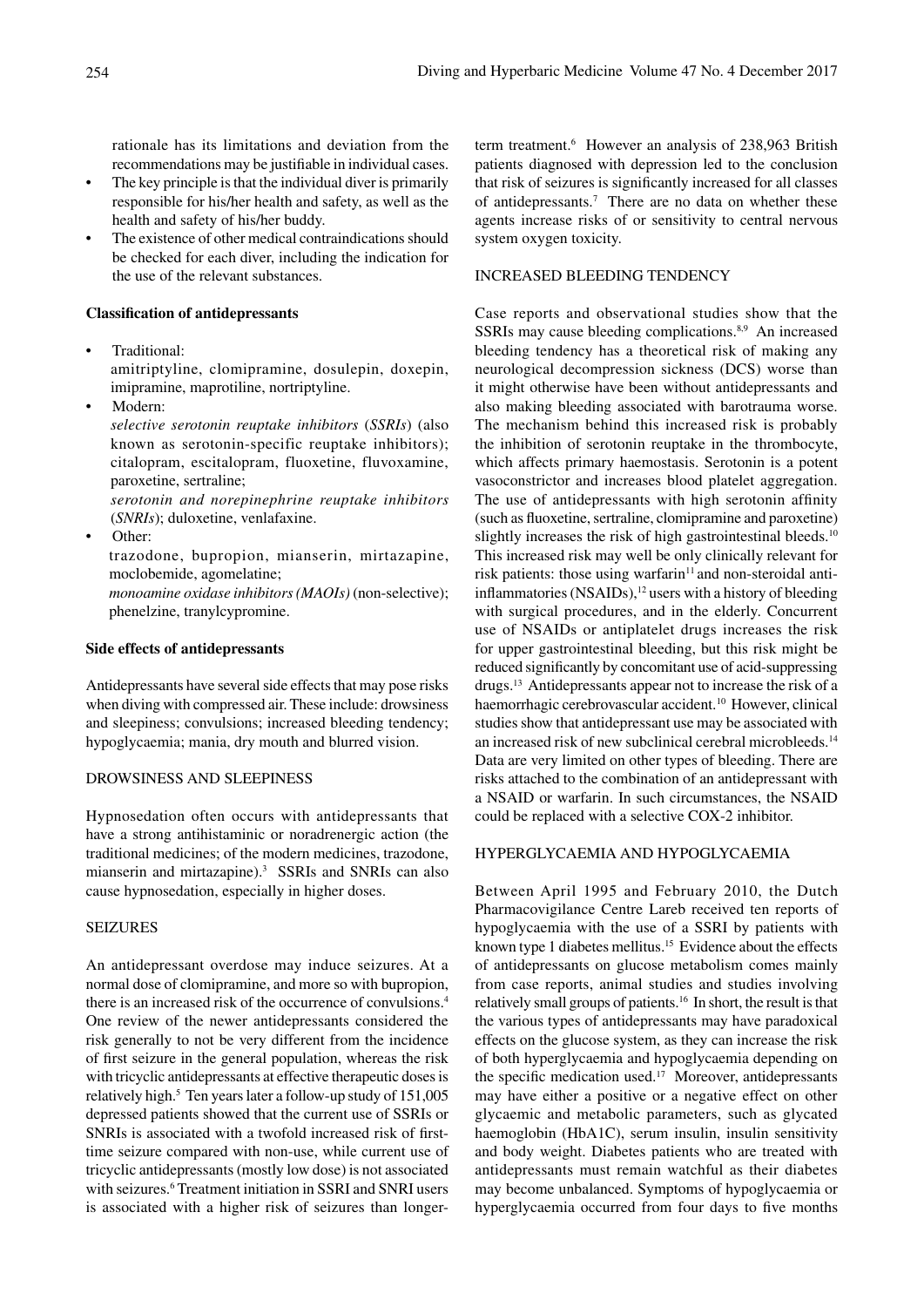rationale has its limitations and deviation from the recommendations may be justifiable in individual cases.

- The key principle is that the individual diver is primarily responsible for his/her health and safety, as well as the health and safety of his/her buddy.
- The existence of other medical contraindications should be checked for each diver, including the indication for the use of the relevant substances.

**Classification of antidepressants**

- Traditional:
  amitriptyline, clomipramine, dosulepin, doxepin, imipramine, maprotiline, nortriptyline.
- Modern:
  *selective serotonin reuptake inhibitors* (*SSRIs*) (also known as serotonin-specific reuptake inhibitors); citalopram, escitalopram, fluoxetine, fluvoxamine, paroxetine, sertraline;
  *serotonin and norepinephrine reuptake inhibitors* (*SNRIs*); duloxetine, venlafaxine.
- Other:
  trazodone, bupropion, mianserin, mirtazapine, moclobemide, agomelatine;
  *monoamine oxidase inhibitors (MAOIs)* (non-selective); phenelzine, tranylcypromine.

**Side effects of antidepressants**

Antidepressants have several side effects that may pose risks when diving with compressed air. These include: drowsiness and sleepiness; convulsions; increased bleeding tendency; hypoglycaemia; mania, dry mouth and blurred vision.

DROWSINESS AND SLEEPINESS

Hypnosedation often occurs with antidepressants that have a strong antihistaminic or noradrenergic action (the traditional medicines; of the modern medicines, trazodone, mianserin and mirtazapine).[3] SSRIs and SNRIs can also cause hypnosedation, especially in higher doses.

SEIZURES

An antidepressant overdose may induce seizures. At a normal dose of clomipramine, and more so with bupropion, there is an increased risk of the occurrence of convulsions.[4] One review of the newer antidepressants considered the risk generally to not be very different from the incidence of first seizure in the general population, whereas the risk with tricyclic antidepressants at effective therapeutic doses is relatively high.[5] Ten years later a follow-up study of 151,005 depressed patients showed that the current use of SSRIs or SNRIs is associated with a twofold increased risk of first-time seizure compared with non-use, while current use of tricyclic antidepressants (mostly low dose) is not associated with seizures.[6] Treatment initiation in SSRI and SNRI users is associated with a higher risk of seizures than longer-term treatment.[6] However an analysis of 238,963 British patients diagnosed with depression led to the conclusion that risk of seizures is significantly increased for all classes of antidepressants.[7] There are no data on whether these agents increase risks of or sensitivity to central nervous system oxygen toxicity.

INCREASED BLEEDING TENDENCY

Case reports and observational studies show that the SSRIs may cause bleeding complications.[8,9] An increased bleeding tendency has a theoretical risk of making any neurological decompression sickness (DCS) worse than it might otherwise have been without antidepressants and also making bleeding associated with barotrauma worse. The mechanism behind this increased risk is probably the inhibition of serotonin reuptake in the thrombocyte, which affects primary haemostasis. Serotonin is a potent vasoconstrictor and increases blood platelet aggregation. The use of antidepressants with high serotonin affinity (such as fluoxetine, sertraline, clomipramine and paroxetine) slightly increases the risk of high gastrointestinal bleeds.[10] This increased risk may well be only clinically relevant for risk patients: those using warfarin[11] and non-steroidal anti-inflammatories (NSAIDs),[12] users with a history of bleeding with surgical procedures, and in the elderly. Concurrent use of NSAIDs or antiplatelet drugs increases the risk for upper gastrointestinal bleeding, but this risk might be reduced significantly by concomitant use of acid-suppressing drugs.[13] Antidepressants appear not to increase the risk of a haemorrhagic cerebrovascular accident.[10] However, clinical studies show that antidepressant use may be associated with an increased risk of new subclinical cerebral microbleeds.[14] Data are very limited on other types of bleeding. There are risks attached to the combination of an antidepressant with a NSAID or warfarin. In such circumstances, the NSAID could be replaced with a selective COX-2 inhibitor.

HYPERGLYCAEMIA AND HYPOGLYCAEMIA

Between April 1995 and February 2010, the Dutch Pharmacovigilance Centre Lareb received ten reports of hypoglycaemia with the use of a SSRI by patients with known type 1 diabetes mellitus.[15] Evidence about the effects of antidepressants on glucose metabolism comes mainly from case reports, animal studies and studies involving relatively small groups of patients.[16] In short, the result is that the various types of antidepressants may have paradoxical effects on the glucose system, as they can increase the risk of both hyperglycaemia and hypoglycaemia depending on the specific medication used.[17] Moreover, antidepressants may have either a positive or a negative effect on other glycaemic and metabolic parameters, such as glycated haemoglobin (HbA1C), serum insulin, insulin sensitivity and body weight. Diabetes patients who are treated with antidepressants must remain watchful as their diabetes may become unbalanced. Symptoms of hypoglycaemia or hyperglycaemia occurred from four days to five months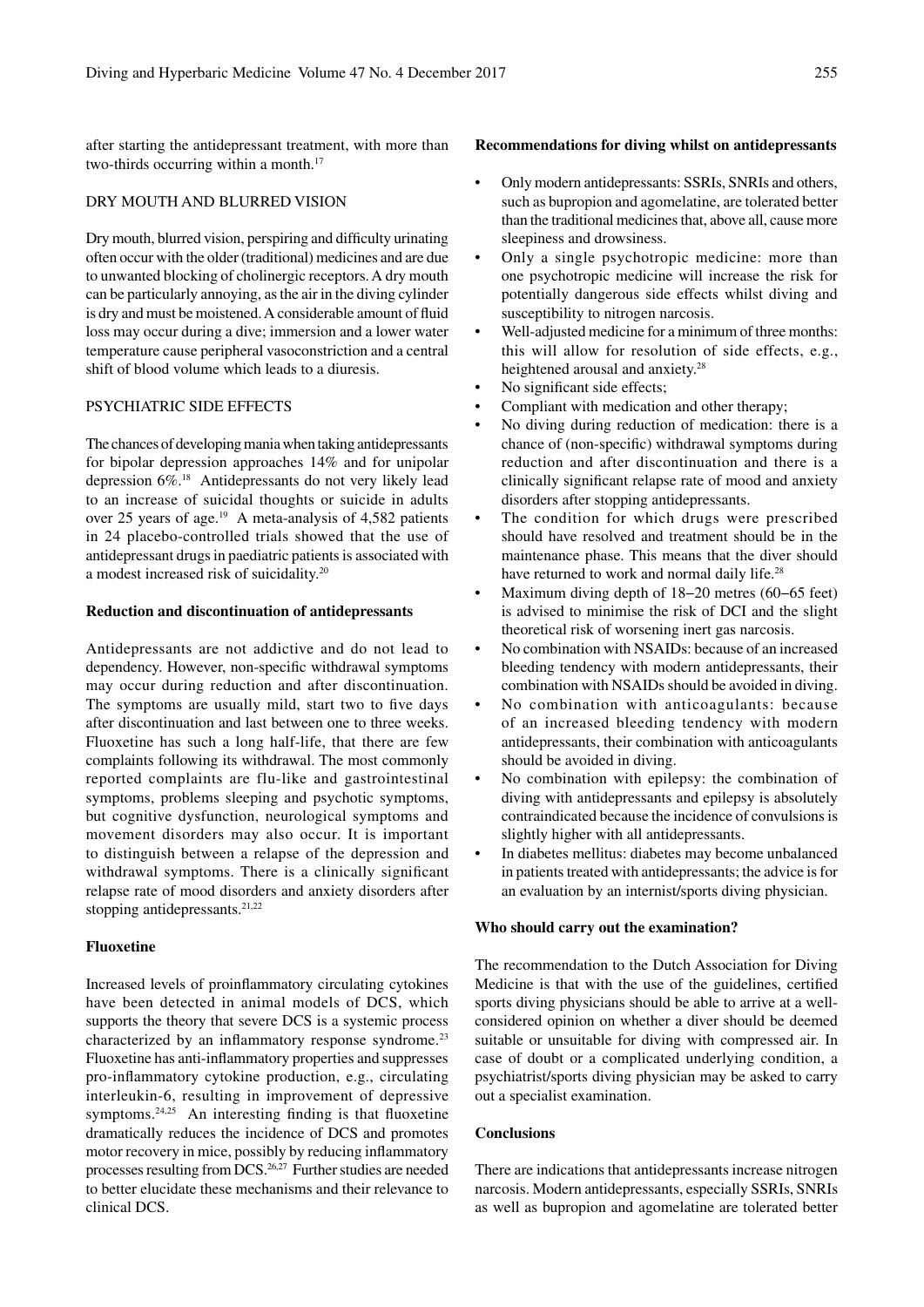after starting the antidepressant treatment, with more than two-thirds occurring within a month.[17]

### DRY MOUTH AND BLURRED VISION

Dry mouth, blurred vision, perspiring and difficulty urinating often occur with the older (traditional) medicines and are due to unwanted blocking of cholinergic receptors. A dry mouth can be particularly annoying, as the air in the diving cylinder is dry and must be moistened. A considerable amount of fluid loss may occur during a dive; immersion and a lower water temperature cause peripheral vasoconstriction and a central shift of blood volume which leads to a diuresis.

### PSYCHIATRIC SIDE EFFECTS

The chances of developing mania when taking antidepressants for bipolar depression approaches 14% and for unipolar depression 6%.[18] Antidepressants do not very likely lead to an increase of suicidal thoughts or suicide in adults over 25 years of age.[19] A meta-analysis of 4,582 patients in 24 placebo-controlled trials showed that the use of antidepressant drugs in paediatric patients is associated with a modest increased risk of suicidality.[20]

## Reduction and discontinuation of antidepressants

Antidepressants are not addictive and do not lead to dependency. However, non-specific withdrawal symptoms may occur during reduction and after discontinuation. The symptoms are usually mild, start two to five days after discontinuation and last between one to three weeks. Fluoxetine has such a long half-life, that there are few complaints following its withdrawal. The most commonly reported complaints are flu-like and gastrointestinal symptoms, problems sleeping and psychotic symptoms, but cognitive dysfunction, neurological symptoms and movement disorders may also occur. It is important to distinguish between a relapse of the depression and withdrawal symptoms. There is a clinically significant relapse rate of mood disorders and anxiety disorders after stopping antidepressants.[21,22]

## Fluoxetine

Increased levels of proinflammatory circulating cytokines have been detected in animal models of DCS, which supports the theory that severe DCS is a systemic process characterized by an inflammatory response syndrome.[23] Fluoxetine has anti-inflammatory properties and suppresses pro-inflammatory cytokine production, e.g., circulating interleukin-6, resulting in improvement of depressive symptoms.[24,25] An interesting finding is that fluoxetine dramatically reduces the incidence of DCS and promotes motor recovery in mice, possibly by reducing inflammatory processes resulting from DCS.[26,27] Further studies are needed to better elucidate these mechanisms and their relevance to clinical DCS.

## Recommendations for diving whilst on antidepressants

- Only modern antidepressants: SSRIs, SNRIs and others, such as bupropion and agomelatine, are tolerated better than the traditional medicines that, above all, cause more sleepiness and drowsiness.
- Only a single psychotropic medicine: more than one psychotropic medicine will increase the risk for potentially dangerous side effects whilst diving and susceptibility to nitrogen narcosis.
- Well-adjusted medicine for a minimum of three months: this will allow for resolution of side effects, e.g., heightened arousal and anxiety.[28]
- No significant side effects;
- Compliant with medication and other therapy;
- No diving during reduction of medication: there is a chance of (non-specific) withdrawal symptoms during reduction and after discontinuation and there is a clinically significant relapse rate of mood and anxiety disorders after stopping antidepressants.
- The condition for which drugs were prescribed should have resolved and treatment should be in the maintenance phase. This means that the diver should have returned to work and normal daily life.[28]
- Maximum diving depth of 18–20 metres (60–65 feet) is advised to minimise the risk of DCI and the slight theoretical risk of worsening inert gas narcosis.
- No combination with NSAIDs: because of an increased bleeding tendency with modern antidepressants, their combination with NSAIDs should be avoided in diving.
- No combination with anticoagulants: because of an increased bleeding tendency with modern antidepressants, their combination with anticoagulants should be avoided in diving.
- No combination with epilepsy: the combination of diving with antidepressants and epilepsy is absolutely contraindicated because the incidence of convulsions is slightly higher with all antidepressants.
- In diabetes mellitus: diabetes may become unbalanced in patients treated with antidepressants; the advice is for an evaluation by an internist/sports diving physician.

## Who should carry out the examination?

The recommendation to the Dutch Association for Diving Medicine is that with the use of the guidelines, certified sports diving physicians should be able to arrive at a well-considered opinion on whether a diver should be deemed suitable or unsuitable for diving with compressed air. In case of doubt or a complicated underlying condition, a psychiatrist/sports diving physician may be asked to carry out a specialist examination.

## Conclusions

There are indications that antidepressants increase nitrogen narcosis. Modern antidepressants, especially SSRIs, SNRIs as well as bupropion and agomelatine are tolerated better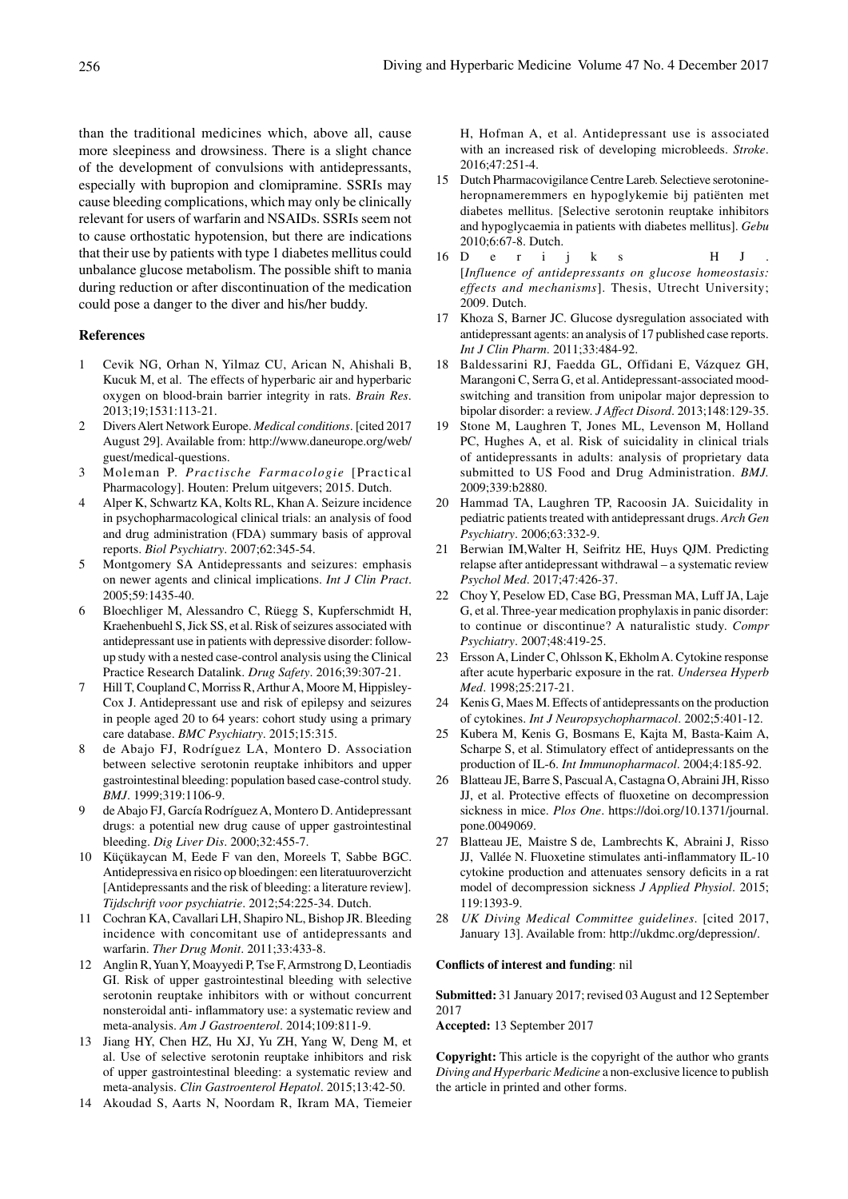than the traditional medicines which, above all, cause more sleepiness and drowsiness. There is a slight chance of the development of convulsions with antidepressants, especially with bupropion and clomipramine. SSRIs may cause bleeding complications, which may only be clinically relevant for users of warfarin and NSAIDs. SSRIs seem not to cause orthostatic hypotension, but there are indications that their use by patients with type 1 diabetes mellitus could unbalance glucose metabolism. The possible shift to mania during reduction or after discontinuation of the medication could pose a danger to the diver and his/her buddy.

## References

1. Cevik NG, Orhan N, Yilmaz CU, Arican N, Ahishali B, Kucuk M, et al. The effects of hyperbaric air and hyperbaric oxygen on blood-brain barrier integrity in rats. *Brain Res*. 2013;19;1531:113-21.
2. Divers Alert Network Europe. *Medical conditions*. [cited 2017 August 29]. Available from: http://www.daneurope.org/web/guest/medical-questions.
3. Moleman P. *Practische Farmacologie* [Practical Pharmacology]. Houten: Prelum uitgevers; 2015. Dutch.
4. Alper K, Schwartz KA, Kolts RL, Khan A. Seizure incidence in psychopharmacological clinical trials: an analysis of food and drug administration (FDA) summary basis of approval reports. *Biol Psychiatry*. 2007;62:345-54.
5. Montgomery SA Antidepressants and seizures: emphasis on newer agents and clinical implications. *Int J Clin Pract*. 2005;59:1435-40.
6. Bloechliger M, Alessandro C, Rüegg S, Kupferschmidt H, Kraehenbuehl S, Jick SS, et al. Risk of seizures associated with antidepressant use in patients with depressive disorder: follow-up study with a nested case-control analysis using the Clinical Practice Research Datalink. *Drug Safety*. 2016;39:307-21.
7. Hill T, Coupland C, Morriss R, Arthur A, Moore M, Hippisley-Cox J. Antidepressant use and risk of epilepsy and seizures in people aged 20 to 64 years: cohort study using a primary care database. *BMC Psychiatry*. 2015;15:315.
8. de Abajo FJ, Rodríguez LA, Montero D. Association between selective serotonin reuptake inhibitors and upper gastrointestinal bleeding: population based case-control study. *BMJ*. 1999;319:1106-9.
9. de Abajo FJ, García Rodríguez A, Montero D. Antidepressant drugs: a potential new drug cause of upper gastrointestinal bleeding. *Dig Liver Dis*. 2000;32:455-7.
10. Küçükaycan M, Eede F van den, Moreels T, Sabbe BGC. Antidepressiva en risico op bloedingen: een literatuuroverzicht [Antidepressants and the risk of bleeding: a literature review]. *Tijdschrift voor psychiatrie*. 2012;54:225-34. Dutch.
11. Cochran KA, Cavallari LH, Shapiro NL, Bishop JR. Bleeding incidence with concomitant use of antidepressants and warfarin. *Ther Drug Monit*. 2011;33:433-8.
12. Anglin R, Yuan Y, Moayyedi P, Tse F, Armstrong D, Leontiadis GI. Risk of upper gastrointestinal bleeding with selective serotonin reuptake inhibitors with or without concurrent nonsteroidal anti- inflammatory use: a systematic review and meta-analysis. *Am J Gastroenterol*. 2014;109:811-9.
13. Jiang HY, Chen HZ, Hu XJ, Yu ZH, Yang W, Deng M, et al. Use of selective serotonin reuptake inhibitors and risk of upper gastrointestinal bleeding: a systematic review and meta-analysis. *Clin Gastroenterol Hepatol*. 2015;13:42-50.
14. Akoudad S, Aarts N, Noordam R, Ikram MA, Tiemeier H, Hofman A, et al. Antidepressant use is associated with an increased risk of developing microbleeds. *Stroke*. 2016;47:251-4.
15. Dutch Pharmacovigilance Centre Lareb. Selectieve serotonine-heropnameremmers en hypoglykemie bij patiënten met diabetes mellitus. [Selective serotonin reuptake inhibitors and hypoglycaemia in patients with diabetes mellitus]. *Gebu* 2010;6:67-8. Dutch.
16. Derijks HJ. [*Influence of antidepressants on glucose homeostasis: effects and mechanisms*]. Thesis, Utrecht University; 2009. Dutch.
17. Khoza S, Barner JC. Glucose dysregulation associated with antidepressant agents: an analysis of 17 published case reports. *Int J Clin Pharm*. 2011;33:484-92.
18. Baldessarini RJ, Faedda GL, Offidani E, Vázquez GH, Marangoni C, Serra G, et al. Antidepressant-associated mood-switching and transition from unipolar major depression to bipolar disorder: a review. *J Affect Disord*. 2013;148:129-35.
19. Stone M, Laughren T, Jones ML, Levenson M, Holland PC, Hughes A, et al. Risk of suicidality in clinical trials of antidepressants in adults: analysis of proprietary data submitted to US Food and Drug Administration. *BMJ*. 2009;339:b2880.
20. Hammad TA, Laughren TP, Racoosin JA. Suicidality in pediatric patients treated with antidepressant drugs. *Arch Gen Psychiatry*. 2006;63:332-9.
21. Berwian IM,Walter H, Seifritz HE, Huys QJM. Predicting relapse after antidepressant withdrawal – a systematic review *Psychol Med*. 2017;47:426-37.
22. Choy Y, Peselow ED, Case BG, Pressman MA, Luff JA, Laje G, et al. Three-year medication prophylaxis in panic disorder: to continue or discontinue? A naturalistic study. *Compr Psychiatry*. 2007;48:419-25.
23. Ersson A, Linder C, Ohlsson K, Ekholm A. Cytokine response after acute hyperbaric exposure in the rat. *Undersea Hyperb Med*. 1998;25:217-21.
24. Kenis G, Maes M. Effects of antidepressants on the production of cytokines. *Int J Neuropsychopharmacol*. 2002;5:401-12.
25. Kubera M, Kenis G, Bosmans E, Kajta M, Basta-Kaim A, Scharpe S, et al. Stimulatory effect of antidepressants on the production of IL-6. *Int Immunopharmacol*. 2004;4:185-92.
26. Blatteau JE, Barre S, Pascual A, Castagna O, Abraini JH, Risso JJ, et al. Protective effects of fluoxetine on decompression sickness in mice. *Plos One*. https://doi.org/10.1371/journal.pone.0049069.
27. Blatteau JE, Maistre S de, Lambrechts K, Abraini J, Risso JJ, Vallée N. Fluoxetine stimulates anti-inflammatory IL-10 cytokine production and attenuates sensory deficits in a rat model of decompression sickness *J Applied Physiol*. 2015; 119:1393-9.
28. *UK Diving Medical Committee guidelines*. [cited 2017, January 13]. Available from: http://ukdmc.org/depression/.

**Conflicts of interest and funding**: nil

**Submitted:** 31 January 2017; revised 03 August and 12 September 2017

**Accepted:** 13 September 2017

**Copyright:** This article is the copyright of the author who grants *Diving and Hyperbaric Medicine* a non-exclusive licence to publish the article in printed and other forms.